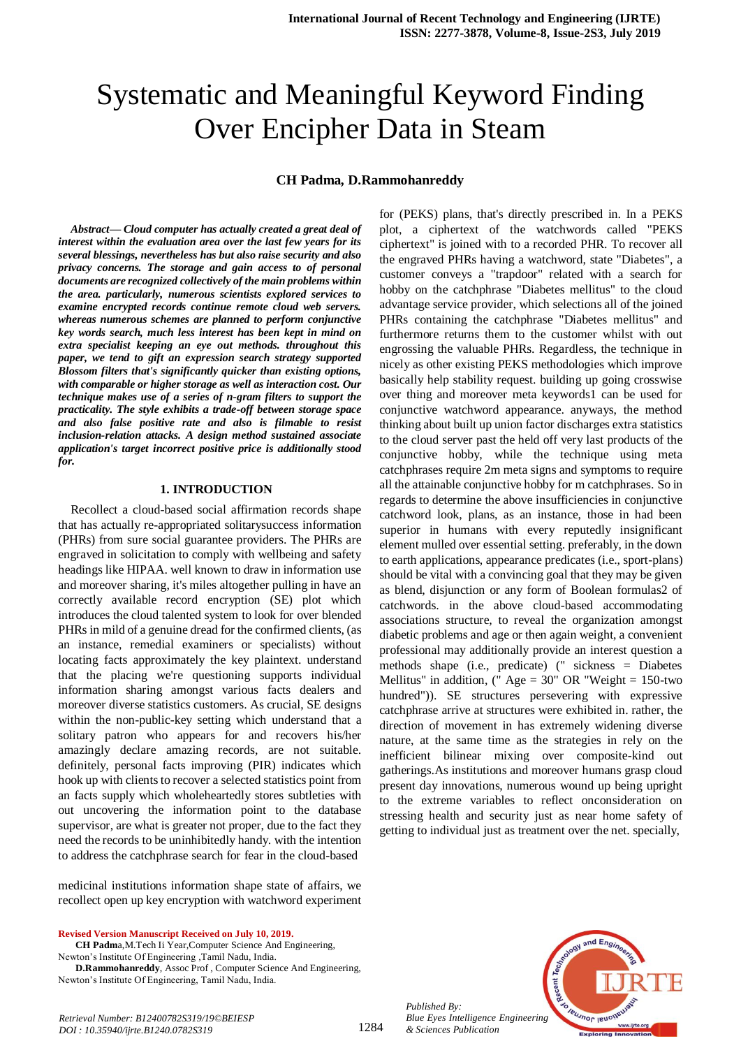# Systematic and Meaningful Keyword Finding Over Encipher Data in Steam

**CH Padma, D.Rammohanreddy**

***Abstract— Cloud computer has actually created a great deal of interest within the evaluation area over the last few years for its several blessings, nevertheless has but also raise security and also privacy concerns. The storage and gain access to of personal documents are recognized collectively of the main problems within the area. particularly, numerous scientists explored services to examine encrypted records continue remote cloud web servers. whereas numerous schemes are planned to perform conjunctive key words search, much less interest has been kept in mind on extra specialist keeping an eye out methods. throughout this paper, we tend to gift an expression search strategy supported Blossom filters that's significantly quicker than existing options, with comparable or higher storage as well as interaction cost. Our technique makes use of a series of n-gram filters to support the practicality. The style exhibits a trade-off between storage space and also false positive rate and also is filmable to resist inclusion-relation attacks. A design method sustained associate application's target incorrect positive price is additionally stood for.***

## 1. INTRODUCTION

Recollect a cloud-based social affirmation records shape that has actually re-appropriated solitarysuccess information (PHRs) from sure social guarantee providers. The PHRs are engraved in solicitation to comply with wellbeing and safety headings like HIPAA. well known to draw in information use and moreover sharing, it's miles altogether pulling in have an correctly available record encryption (SE) plot which introduces the cloud talented system to look for over blended PHRs in mild of a genuine dread for the confirmed clients, (as an instance, remedial examiners or specialists) without locating facts approximately the key plaintext. understand that the placing we're questioning supports individual information sharing amongst various facts dealers and moreover diverse statistics customers. As crucial, SE designs within the non-public-key setting which understand that a solitary patron who appears for and recovers his/her amazingly declare amazing records, are not suitable. definitely, personal facts improving (PIR) indicates which hook up with clients to recover a selected statistics point from an facts supply which wholeheartedly stores subtleties with out uncovering the information point to the database supervisor, are what is greater not proper, due to the fact they need the records to be uninhibitedly handy. with the intention to address the catchphrase search for fear in the cloud-based medicinal institutions information shape state of affairs, we recollect open up key encryption with watchword experiment for (PEKS) plans, that's directly prescribed in. In a PEKS plot, a ciphertext of the watchwords called "PEKS ciphertext" is joined with to a recorded PHR. To recover all the engraved PHRs having a watchword, state "Diabetes", a customer conveys a "trapdoor" related with a search for hobby on the catchphrase "Diabetes mellitus" to the cloud advantage service provider, which selections all of the joined PHRs containing the catchphrase "Diabetes mellitus" and furthermore returns them to the customer whilst with out engrossing the valuable PHRs. Regardless, the technique in nicely as other existing PEKS methodologies which improve basically help stability request. building up going crosswise over thing and moreover meta keywords1 can be used for conjunctive watchword appearance. anyways, the method thinking about built up union factor discharges extra statistics to the cloud server past the held off very last products of the conjunctive hobby, while the technique using meta catchphrases require 2m meta signs and symptoms to require all the attainable conjunctive hobby for m catchphrases. So in regards to determine the above insufficiencies in conjunctive catchword look, plans, as an instance, those in had been superior in humans with every reputedly insignificant element mulled over essential setting. preferably, in the down to earth applications, appearance predicates (i.e., sport-plans) should be vital with a convincing goal that they may be given as blend, disjunction or any form of Boolean formulas2 of catchwords. in the above cloud-based accommodating associations structure, to reveal the organization amongst diabetic problems and age or then again weight, a convenient professional may additionally provide an interest question a methods shape (i.e., predicate) (" sickness = Diabetes Mellitus" in addition, (" Age = 30" OR "Weight = 150-two hundred")). SE structures persevering with expressive catchphrase arrive at structures were exhibited in. rather, the direction of movement in has extremely widening diverse nature, at the same time as the strategies in rely on the inefficient bilinear mixing over composite-kind out gatherings.As institutions and moreover humans grasp cloud present day innovations, numerous wound up being upright to the extreme variables to reflect onconsideration on stressing health and security just as near home safety of getting to individual just as treatment over the net. specially,

**Revised Version Manuscript Received on July 10, 2019.**

**CH Padma**,M.Tech Ii Year,Computer Science And Engineering, Newton's Institute Of Engineering ,Tamil Nadu, India.

**D.Rammohanreddy**, Assoc Prof , Computer Science And Engineering, Newton's Institute Of Engineering, Tamil Nadu, India.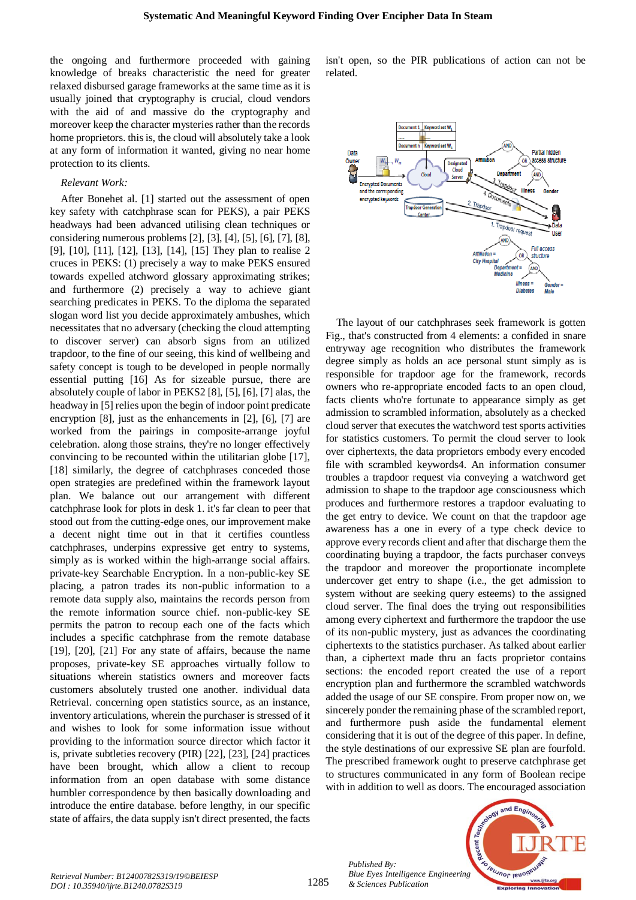the ongoing and furthermore proceeded with gaining knowledge of breaks characteristic the need for greater relaxed disbursed garage frameworks at the same time as it is usually joined that cryptography is crucial, cloud vendors with the aid of and massive do the cryptography and moreover keep the character mysteries rather than the records home proprietors. this is, the cloud will absolutely take a look at any form of information it wanted, giving no near home protection to its clients.

*Relevant Work:*

After Bonehet al. [1] started out the assessment of open key safety with catchphrase scan for PEKS), a pair PEKS headways had been advanced utilising clean techniques or considering numerous problems [2], [3], [4], [5], [6], [7], [8], [9], [10], [11], [12], [13], [14], [15] They plan to realise 2 cruces in PEKS: (1) precisely a way to make PEKS ensured towards expelled atchword glossary approximating strikes; and furthermore (2) precisely a way to achieve giant searching predicates in PEKS. To the diploma the separated slogan word list you decide approximately ambushes, which necessitates that no adversary (checking the cloud attempting to discover server) can absorb signs from an utilized trapdoor, to the fine of our seeing, this kind of wellbeing and safety concept is tough to be developed in people normally essential putting [16] As for sizeable pursue, there are absolutely couple of labor in PEKS2 [8], [5], [6], [7] alas, the headway in [5] relies upon the begin of indoor point predicate encryption [8], just as the enhancements in [2], [6], [7] are worked from the pairings in composite-arrange joyful celebration. along those strains, they're no longer effectively convincing to be recounted within the utilitarian globe [17], [18] similarly, the degree of catchphrases conceded those open strategies are predefined within the framework layout plan. We balance out our arrangement with different catchphrase look for plots in desk 1. it's far clean to peer that stood out from the cutting-edge ones, our improvement make a decent night time out in that it certifies countless catchphrases, underpins expressive get entry to systems, simply as is worked within the high-arrange social affairs. private-key Searchable Encryption. In a non-public-key SE placing, a patron trades its non-public information to a remote data supply also, maintains the records person from the remote information source chief. non-public-key SE permits the patron to recoup each one of the facts which includes a specific catchphrase from the remote database [19], [20], [21] For any state of affairs, because the name proposes, private-key SE approaches virtually follow to situations wherein statistics owners and moreover facts customers absolutely trusted one another. individual data Retrieval. concerning open statistics source, as an instance, inventory articulations, wherein the purchaser is stressed of it and wishes to look for some information issue without providing to the information source director which factor it is, private subtleties recovery (PIR) [22], [23], [24] practices have been brought, which allow a client to recoup information from an open database with some distance humbler correspondence by then basically downloading and introduce the entire database. before lengthy, in our specific state of affairs, the data supply isn't direct presented, the facts isn't open, so the PIR publications of action can not be related.

The layout of our catchphrases seek framework is gotten Fig., that's constructed from 4 elements: a confided in snare entryway age recognition who distributes the framework degree simply as holds an ace personal stunt simply as is responsible for trapdoor age for the framework, records owners who re-appropriate encoded facts to an open cloud, facts clients who're fortunate to appearance simply as get admission to scrambled information, absolutely as a checked cloud server that executes the watchword test sports activities for statistics customers. To permit the cloud server to look over ciphertexts, the data proprietors embody every encoded file with scrambled keywords4. An information consumer troubles a trapdoor request via conveying a watchword get admission to shape to the trapdoor age consciousness which produces and furthermore restores a trapdoor evaluating to the get entry to device. We count on that the trapdoor age awareness has a one in every of a type check device to approve every records client and after that discharge them the coordinating buying a trapdoor, the facts purchaser conveys the trapdoor and moreover the proportionate incomplete undercover get entry to shape (i.e., the get admission to system without are seeking query esteems) to the assigned cloud server. The final does the trying out responsibilities among every ciphertext and furthermore the trapdoor the use of its non-public mystery, just as advances the coordinating ciphertexts to the statistics purchaser. As talked about earlier than, a ciphertext made thru an facts proprietor contains sections: the encoded report created the use of a report encryption plan and furthermore the scrambled watchwords added the usage of our SE conspire. From proper now on, we sincerely ponder the remaining phase of the scrambled report, and furthermore push aside the fundamental element considering that it is out of the degree of this paper. In define, the style destinations of our expressive SE plan are fourfold. The prescribed framework ought to preserve catchphrase get to structures communicated in any form of Boolean recipe with in addition to well as doors. The encouraged association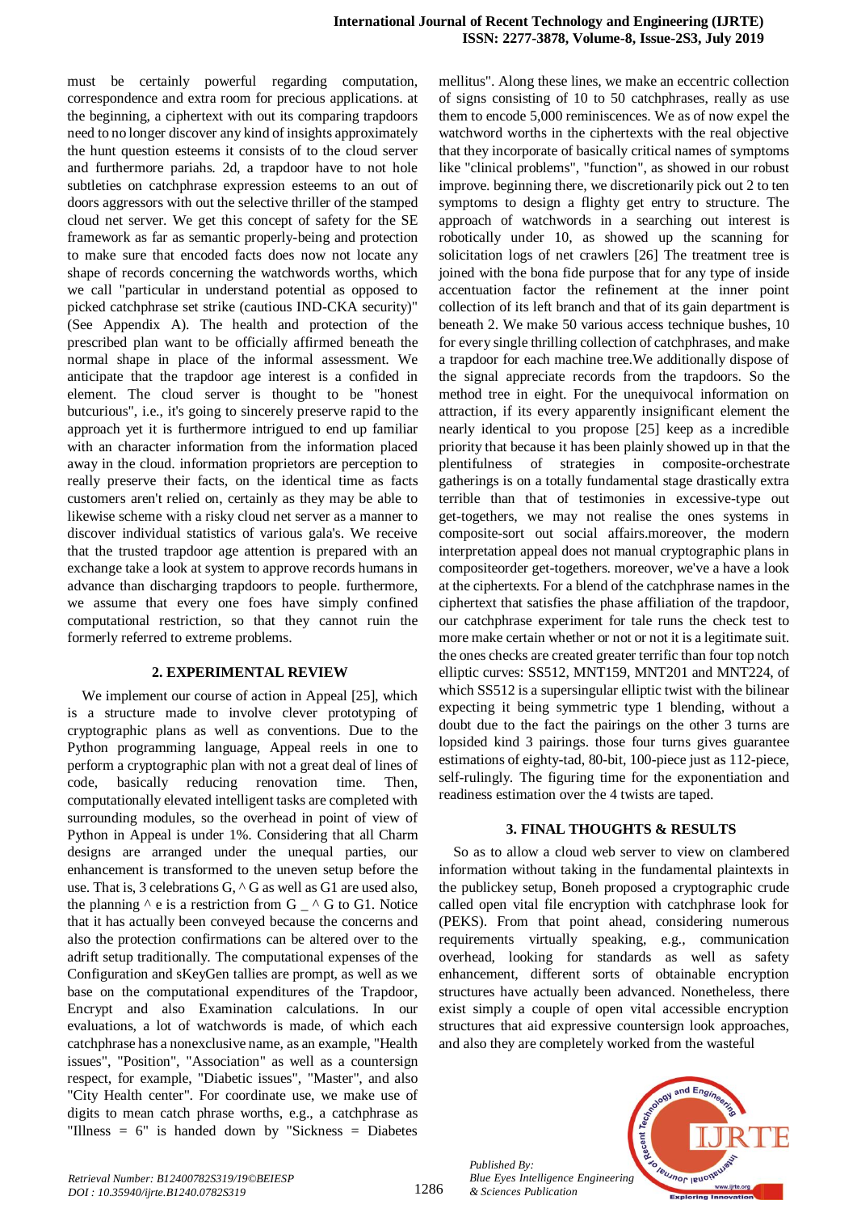must be certainly powerful regarding computation, correspondence and extra room for precious applications. at the beginning, a ciphertext with out its comparing trapdoors need to no longer discover any kind of insights approximately the hunt question esteems it consists of to the cloud server and furthermore pariahs. 2d, a trapdoor have to not hole subtleties on catchphrase expression esteems to an out of doors aggressors with out the selective thriller of the stamped cloud net server. We get this concept of safety for the SE framework as far as semantic properly-being and protection to make sure that encoded facts does now not locate any shape of records concerning the watchwords worths, which we call "particular in understand potential as opposed to picked catchphrase set strike (cautious IND-CKA security)" (See Appendix A). The health and protection of the prescribed plan want to be officially affirmed beneath the normal shape in place of the informal assessment. We anticipate that the trapdoor age interest is a confided in element. The cloud server is thought to be "honest butcurious", i.e., it's going to sincerely preserve rapid to the approach yet it is furthermore intrigued to end up familiar with an character information from the information placed away in the cloud. information proprietors are perception to really preserve their facts, on the identical time as facts customers aren't relied on, on certainly as they may be able to likewise scheme with a risky cloud net server as a manner to discover individual statistics of various gala's. We receive that the trusted trapdoor age attention is prepared with an exchange take a look at system to approve records humans in advance than discharging trapdoors to people. furthermore, we assume that every one foes have simply confined computational restriction, so that they cannot ruin the formerly referred to extreme problems.

## 2. EXPERIMENTAL REVIEW

We implement our course of action in Appeal [25], which is a structure made to involve clever prototyping of cryptographic plans as well as conventions. Due to the Python programming language, Appeal reels in one to perform a cryptographic plan with not a great deal of lines of code, basically reducing renovation time. Then, computationally elevated intelligent tasks are completed with surrounding modules, so the overhead in point of view of Python in Appeal is under 1%. Considering that all Charm designs are arranged under the unequal parties, our enhancement is transformed to the uneven setup before the use. That is, 3 celebrations G, ^ G as well as G1 are used also, the planning ^ e is a restriction from G _ ^ G to G1. Notice that it has actually been conveyed because the concerns and also the protection confirmations can be altered over to the adrift setup traditionally. The computational expenses of the Configuration and sKeyGen tallies are prompt, as well as we base on the computational expenditures of the Trapdoor, Encrypt and also Examination calculations. In our evaluations, a lot of watchwords is made, of which each catchphrase has a nonexclusive name, as an example, "Health issues", "Position", "Association" as well as a countersign respect, for example, "Diabetic issues", "Master", and also "City Health center". For coordinate use, we make use of digits to mean catch phrase worths, e.g., a catchphrase as "Illness = 6" is handed down by "Sickness = Diabetes mellitus". Along these lines, we make an eccentric collection of signs consisting of 10 to 50 catchphrases, really as use them to encode 5,000 reminiscences. We as of now expel the watchword worths in the ciphertexts with the real objective that they incorporate of basically critical names of symptoms like "clinical problems", "function", as showed in our robust improve. beginning there, we discretionarily pick out 2 to ten symptoms to design a flighty get entry to structure. The approach of watchwords in a searching out interest is robotically under 10, as showed up the scanning for solicitation logs of net crawlers [26] The treatment tree is joined with the bona fide purpose that for any type of inside accentuation factor the refinement at the inner point collection of its left branch and that of its gain department is beneath 2. We make 50 various access technique bushes, 10 for every single thrilling collection of catchphrases, and make a trapdoor for each machine tree.We additionally dispose of the signal appreciate records from the trapdoors. So the method tree in eight. For the unequivocal information on attraction, if its every apparently insignificant element the nearly identical to you propose [25] keep as a incredible priority that because it has been plainly showed up in that the plentifulness of strategies in composite-orchestrate gatherings is on a totally fundamental stage drastically extra terrible than that of testimonies in excessive-type out get-togethers, we may not realise the ones systems in composite-sort out social affairs.moreover, the modern interpretation appeal does not manual cryptographic plans in compositeorder get-togethers. moreover, we've a have a look at the ciphertexts. For a blend of the catchphrase names in the ciphertext that satisfies the phase affiliation of the trapdoor, our catchphrase experiment for tale runs the check test to more make certain whether or not or not it is a legitimate suit. the ones checks are created greater terrific than four top notch elliptic curves: SS512, MNT159, MNT201 and MNT224, of which SS512 is a supersingular elliptic twist with the bilinear expecting it being symmetric type 1 blending, without a doubt due to the fact the pairings on the other 3 turns are lopsided kind 3 pairings. those four turns gives guarantee estimations of eighty-tad, 80-bit, 100-piece just as 112-piece, self-rulingly. The figuring time for the exponentiation and readiness estimation over the 4 twists are taped.

## 3. FINAL THOUGHTS & RESULTS

So as to allow a cloud web server to view on clambered information without taking in the fundamental plaintexts in the publickey setup, Boneh proposed a cryptographic crude called open vital file encryption with catchphrase look for (PEKS). From that point ahead, considering numerous requirements virtually speaking, e.g., communication overhead, looking for standards as well as safety enhancement, different sorts of obtainable encryption structures have actually been advanced. Nonetheless, there exist simply a couple of open vital accessible encryption structures that aid expressive countersign look approaches, and also they are completely worked from the wasteful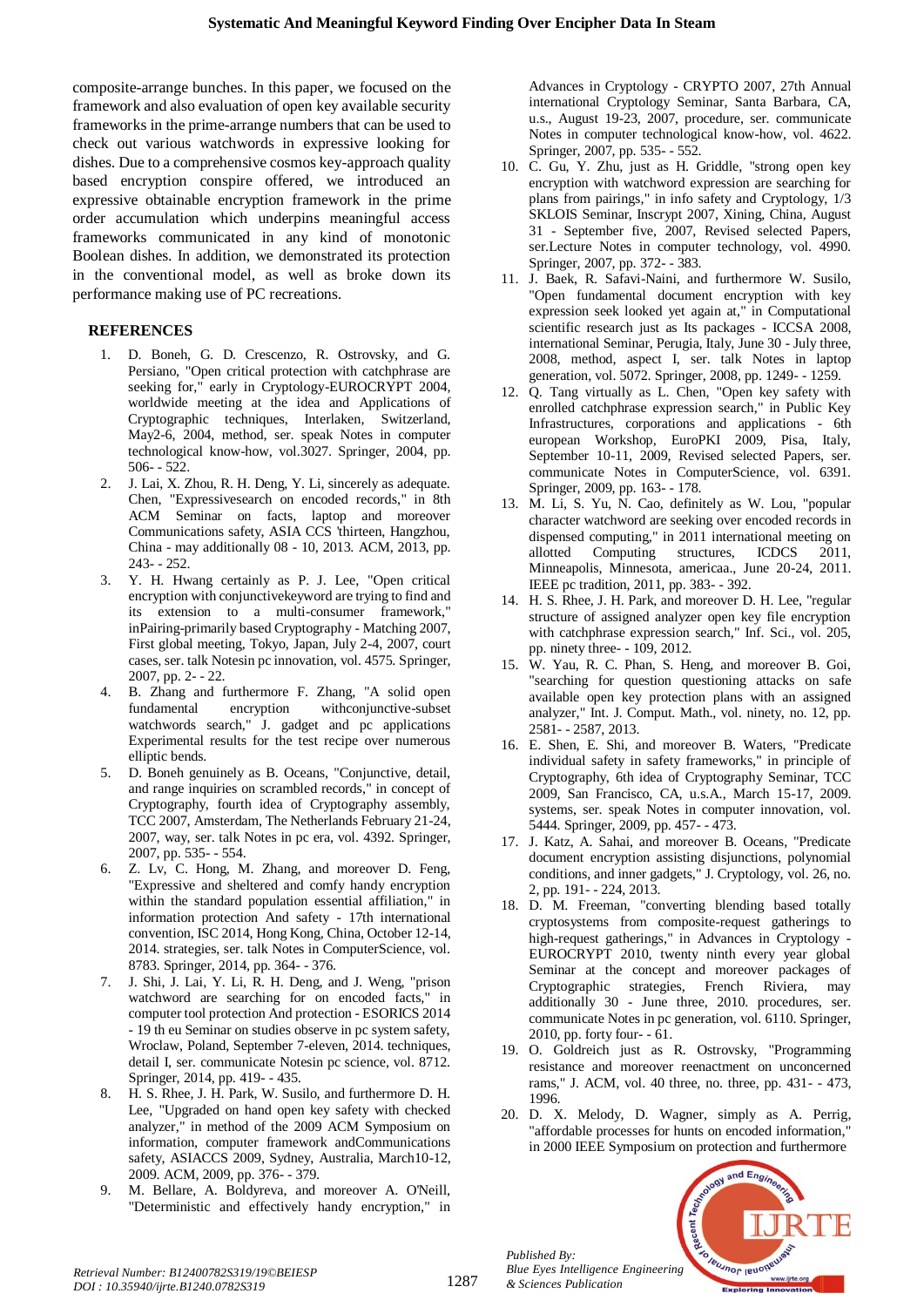composite-arrange bunches. In this paper, we focused on the framework and also evaluation of open key available security frameworks in the prime-arrange numbers that can be used to check out various watchwords in expressive looking for dishes. Due to a comprehensive cosmos key-approach quality based encryption conspire offered, we introduced an expressive obtainable encryption framework in the prime order accumulation which underpins meaningful access frameworks communicated in any kind of monotonic Boolean dishes. In addition, we demonstrated its protection in the conventional model, as well as broke down its performance making use of PC recreations.

## REFERENCES

1. D. Boneh, G. D. Crescenzo, R. Ostrovsky, and G. Persiano, "Open critical protection with catchphrase are seeking for," early in Cryptology-EUROCRYPT 2004, worldwide meeting at the idea and Applications of Cryptographic techniques, Interlaken, Switzerland, May2-6, 2004, method, ser. speak Notes in computer technological know-how, vol.3027. Springer, 2004, pp. 506- - 522.
2. J. Lai, X. Zhou, R. H. Deng, Y. Li, sincerely as adequate. Chen, "Expressivesearch on encoded records," in 8th ACM Seminar on facts, laptop and moreover Communications safety, ASIA CCS 'thirteen, Hangzhou, China - may additionally 08 - 10, 2013. ACM, 2013, pp. 243- - 252.
3. Y. H. Hwang certainly as P. J. Lee, "Open critical encryption with conjunctivekeyword are trying to find and its extension to a multi-consumer framework," inPairing-primarily based Cryptography - Matching 2007, First global meeting, Tokyo, Japan, July 2-4, 2007, court cases, ser. talk Notesin pc innovation, vol. 4575. Springer, 2007, pp. 2- - 22.
4. B. Zhang and furthermore F. Zhang, "A solid open fundamental encryption withconjunctive-subset watchwords search," J. gadget and pc applications Experimental results for the test recipe over numerous elliptic bends.
5. D. Boneh genuinely as B. Oceans, "Conjunctive, detail, and range inquiries on scrambled records," in concept of Cryptography, fourth idea of Cryptography assembly, TCC 2007, Amsterdam, The Netherlands February 21-24, 2007, way, ser. talk Notes in pc era, vol. 4392. Springer, 2007, pp. 535- - 554.
6. Z. Lv, C. Hong, M. Zhang, and moreover D. Feng, "Expressive and sheltered and comfy handy encryption within the standard population essential affiliation," in information protection And safety - 17th international convention, ISC 2014, Hong Kong, China, October 12-14, 2014. strategies, ser. talk Notes in ComputerScience, vol. 8783. Springer, 2014, pp. 364- - 376.
7. J. Shi, J. Lai, Y. Li, R. H. Deng, and J. Weng, "prison watchword are searching for on encoded facts," in computer tool protection And protection - ESORICS 2014 - 19 th eu Seminar on studies observe in pc system safety, Wroclaw, Poland, September 7-eleven, 2014. techniques, detail I, ser. communicate Notesin pc science, vol. 8712. Springer, 2014, pp. 419- - 435.
8. H. S. Rhee, J. H. Park, W. Susilo, and furthermore D. H. Lee, "Upgraded on hand open key safety with checked analyzer," in method of the 2009 ACM Symposium on information, computer framework andCommunications safety, ASIACCS 2009, Sydney, Australia, March10-12, 2009. ACM, 2009, pp. 376- - 379.
9. M. Bellare, A. Boldyreva, and moreover A. O'Neill, "Deterministic and effectively handy encryption," in Advances in Cryptology - CRYPTO 2007, 27th Annual international Cryptology Seminar, Santa Barbara, CA, u.s., August 19-23, 2007, procedure, ser. communicate Notes in computer technological know-how, vol. 4622. Springer, 2007, pp. 535- - 552.
10. C. Gu, Y. Zhu, just as H. Griddle, "strong open key encryption with watchword expression are searching for plans from pairings," in info safety and Cryptology, 1/3 SKLOIS Seminar, Inscrypt 2007, Xining, China, August 31 - September five, 2007, Revised selected Papers, ser.Lecture Notes in computer technology, vol. 4990. Springer, 2007, pp. 372- - 383.
11. J. Baek, R. Safavi-Naini, and furthermore W. Susilo, "Open fundamental document encryption with key expression seek looked yet again at," in Computational scientific research just as Its packages - ICCSA 2008, international Seminar, Perugia, Italy, June 30 - July three, 2008, method, aspect I, ser. talk Notes in laptop generation, vol. 5072. Springer, 2008, pp. 1249- - 1259.
12. Q. Tang virtually as L. Chen, "Open key safety with enrolled catchphrase expression search," in Public Key Infrastructures, corporations and applications - 6th european Workshop, EuroPKI 2009, Pisa, Italy, September 10-11, 2009, Revised selected Papers, ser. communicate Notes in ComputerScience, vol. 6391. Springer, 2009, pp. 163- - 178.
13. M. Li, S. Yu, N. Cao, definitely as W. Lou, "popular character watchword are seeking over encoded records in dispensed computing," in 2011 international meeting on allotted Computing structures, ICDCS 2011, Minneapolis, Minnesota, americaa., June 20-24, 2011. IEEE pc tradition, 2011, pp. 383- - 392.
14. H. S. Rhee, J. H. Park, and moreover D. H. Lee, "regular structure of assigned analyzer open key file encryption with catchphrase expression search," Inf. Sci., vol. 205, pp. ninety three- - 109, 2012.
15. W. Yau, R. C. Phan, S. Heng, and moreover B. Goi, "searching for question questioning attacks on safe available open key protection plans with an assigned analyzer," Int. J. Comput. Math., vol. ninety, no. 12, pp. 2581- - 2587, 2013.
16. E. Shen, E. Shi, and moreover B. Waters, "Predicate individual safety in safety frameworks," in principle of Cryptography, 6th idea of Cryptography Seminar, TCC 2009, San Francisco, CA, u.s.A., March 15-17, 2009. systems, ser. speak Notes in computer innovation, vol. 5444. Springer, 2009, pp. 457- - 473.
17. J. Katz, A. Sahai, and moreover B. Oceans, "Predicate document encryption assisting disjunctions, polynomial conditions, and inner gadgets," J. Cryptology, vol. 26, no. 2, pp. 191- - 224, 2013.
18. D. M. Freeman, "converting blending based totally cryptosystems from composite-request gatherings to high-request gatherings," in Advances in Cryptology - EUROCRYPT 2010, twenty ninth every year global Seminar at the concept and moreover packages of Cryptographic strategies, French Riviera, may additionally 30 - June three, 2010. procedures, ser. communicate Notes in pc generation, vol. 6110. Springer, 2010, pp. forty four- - 61.
19. O. Goldreich just as R. Ostrovsky, "Programming resistance and moreover reenactment on unconcerned rams," J. ACM, vol. 40 three, no. three, pp. 431- - 473, 1996.
20. D. X. Melody, D. Wagner, simply as A. Perrig, "affordable processes for hunts on encoded information," in 2000 IEEE Symposium on protection and furthermore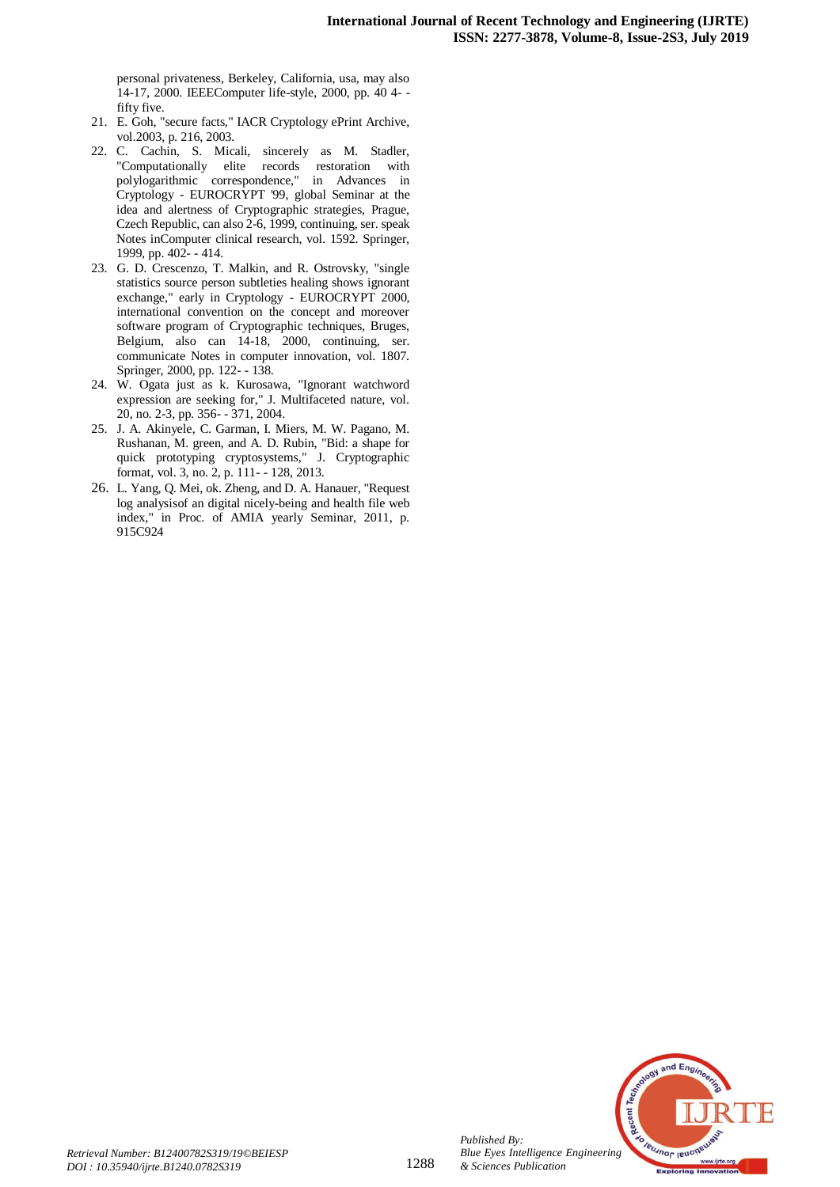personal privateness, Berkeley, California, usa, may also 14-17, 2000. IEEEComputer life-style, 2000, pp. 40 4- - fifty five.

21. E. Goh, "secure facts," IACR Cryptology ePrint Archive, vol.2003, p. 216, 2003.
22. C. Cachin, S. Micali, sincerely as M. Stadler, "Computationally elite records restoration with polylogarithmic correspondence," in Advances in Cryptology - EUROCRYPT '99, global Seminar at the idea and alertness of Cryptographic strategies, Prague, Czech Republic, can also 2-6, 1999, continuing, ser. speak Notes inComputer clinical research, vol. 1592. Springer, 1999, pp. 402- - 414.
23. G. D. Crescenzo, T. Malkin, and R. Ostrovsky, "single statistics source person subtleties healing shows ignorant exchange," early in Cryptology - EUROCRYPT 2000, international convention on the concept and moreover software program of Cryptographic techniques, Bruges, Belgium, also can 14-18, 2000, continuing, ser. communicate Notes in computer innovation, vol. 1807. Springer, 2000, pp. 122- - 138.
24. W. Ogata just as k. Kurosawa, "Ignorant watchword expression are seeking for," J. Multifaceted nature, vol. 20, no. 2-3, pp. 356- - 371, 2004.
25. J. A. Akinyele, C. Garman, I. Miers, M. W. Pagano, M. Rushanan, M. green, and A. D. Rubin, "Bid: a shape for quick prototyping cryptosystems," J. Cryptographic format, vol. 3, no. 2, p. 111- - 128, 2013.
26. L. Yang, Q. Mei, ok. Zheng, and D. A. Hanauer, "Request log analysisof an digital nicely-being and health file web index," in Proc. of AMIA yearly Seminar, 2011, p. 915C924